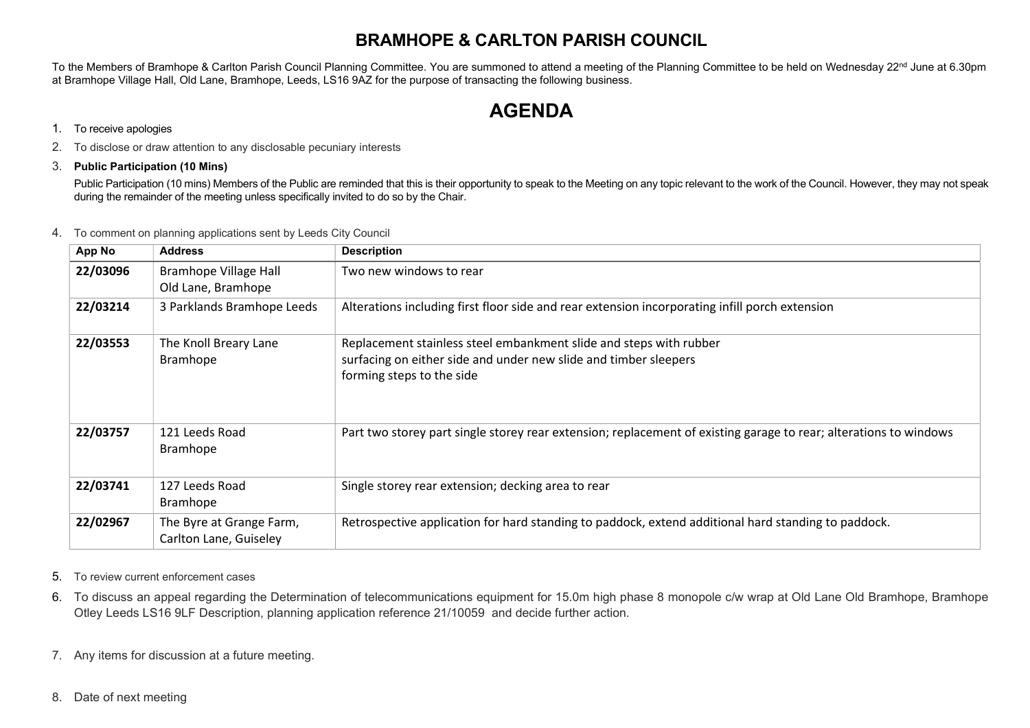# BRAMHOPE & CARLTON PARISH COUNCIL

To the Members of Bramhope & Carlton Parish Council Planning Committee. You are summoned to attend a meeting of the Planning Committee to be held on Wednesday 22nd June at 6.30pm at Bramhope Village Hall, Old Lane, Bramhope, Leeds, LS16 9AZ for the purpose of transacting the following business.

# AGENDA

1. To receive apologies
2. To disclose or draw attention to any disclosable pecuniary interests
3. **Public Participation (10 Mins)**

   Public Participation (10 mins) Members of the Public are reminded that this is their opportunity to speak to the Meeting on any topic relevant to the work of the Council. However, they may not speak during the remainder of the meeting unless specifically invited to do so by the Chair.

4. To comment on planning applications sent by Leeds City Council

| App No | Address | Description |
|---|---|---|
| **22/03096** | Bramhope Village Hall Old Lane, Bramhope | Two new windows to rear |
| **22/03214** | 3 Parklands Bramhope Leeds | Alterations including first floor side and rear extension incorporating infill porch extension |
| **22/03553** | The Knoll Breary Lane Bramhope | Replacement stainless steel embankment slide and steps with rubber surfacing on either side and under new slide and timber sleepers forming steps to the side |
| **22/03757** | 121 Leeds Road Bramhope | Part two storey part single storey rear extension; replacement of existing garage to rear; alterations to windows |
| **22/03741** | 127 Leeds Road Bramhope | Single storey rear extension; decking area to rear |
| **22/02967** | The Byre at Grange Farm, Carlton Lane, Guiseley | Retrospective application for hard standing to paddock, extend additional hard standing to paddock. |

5. To review current enforcement cases
6. To discuss an appeal regarding the Determination of telecommunications equipment for 15.0m high phase 8 monopole c/w wrap at Old Lane Old Bramhope, Bramhope Otley Leeds LS16 9LF Description, planning application reference 21/10059 and decide further action.
7. Any items for discussion at a future meeting.
8. Date of next meeting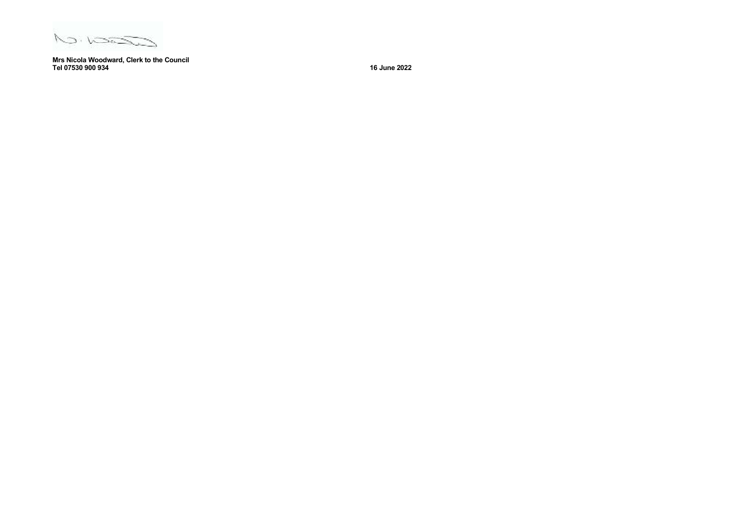**Mrs Nicola Woodward, Clerk to the Council**
**Tel 07530 900 934** **16 June 2022**